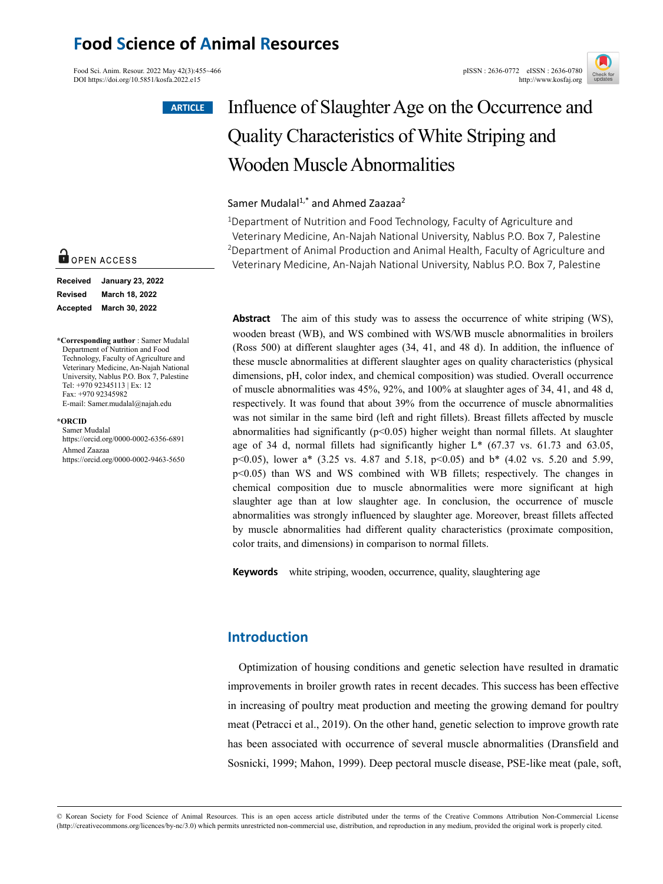ARTICLE

# Influence of Slaughter Age on the Occurrence and Quality Characteristics of White Striping and Wooden Muscle Abnormalities

Samer Mudalal[1,*] and Ahmed Zaazaa[2]

[1]Department of Nutrition and Food Technology, Faculty of Agriculture and Veterinary Medicine, An-Najah National University, Nablus P.O. Box 7, Palestine
[2]Department of Animal Production and Animal Health, Faculty of Agriculture and Veterinary Medicine, An-Najah National University, Nablus P.O. Box 7, Palestine

OPEN ACCESS

**Received** January 23, 2022
**Revised** March 18, 2022
**Accepted** March 30, 2022

***Corresponding author** : Samer Mudalal
Department of Nutrition and Food Technology, Faculty of Agriculture and Veterinary Medicine, An-Najah National University, Nablus P.O. Box 7, Palestine
Tel: +970 92345113 | Ex: 12
Fax: +970 92345982
E-mail: Samer.mudalal@najah.edu

***ORCID**
Samer Mudalal
https://orcid.org/0000-0002-6356-6891
Ahmed Zaazaa
https://orcid.org/0000-0002-9463-5650

**Abstract** The aim of this study was to assess the occurrence of white striping (WS), wooden breast (WB), and WS combined with WS/WB muscle abnormalities in broilers (Ross 500) at different slaughter ages (34, 41, and 48 d). In addition, the influence of these muscle abnormalities at different slaughter ages on quality characteristics (physical dimensions, pH, color index, and chemical composition) was studied. Overall occurrence of muscle abnormalities was 45%, 92%, and 100% at slaughter ages of 34, 41, and 48 d, respectively. It was found that about 39% from the occurrence of muscle abnormalities was not similar in the same bird (left and right fillets). Breast fillets affected by muscle abnormalities had significantly ($p<0.05$) higher weight than normal fillets. At slaughter age of 34 d, normal fillets had significantly higher L* (67.37 vs. 61.73 and 63.05, $p<0.05$), lower a* (3.25 vs. 4.87 and 5.18, $p<0.05$) and b* (4.02 vs. 5.20 and 5.99, $p<0.05$) than WS and WS combined with WB fillets; respectively. The changes in chemical composition due to muscle abnormalities were more significant at high slaughter age than at low slaughter age. In conclusion, the occurrence of muscle abnormalities was strongly influenced by slaughter age. Moreover, breast fillets affected by muscle abnormalities had different quality characteristics (proximate composition, color traits, and dimensions) in comparison to normal fillets.

**Keywords** white striping, wooden, occurrence, quality, slaughtering age

## Introduction

Optimization of housing conditions and genetic selection have resulted in dramatic improvements in broiler growth rates in recent decades. This success has been effective in increasing of poultry meat production and meeting the growing demand for poultry meat (Petracci et al., 2019). On the other hand, genetic selection to improve growth rate has been associated with occurrence of several muscle abnormalities (Dransfield and Sosnicki, 1999; Mahon, 1999). Deep pectoral muscle disease, PSE-like meat (pale, soft,

© Korean Society for Food Science of Animal Resources. This is an open access article distributed under the terms of the Creative Commons Attribution Non-Commercial License (http://creativecommons.org/licences/by-nc/3.0) which permits unrestricted non-commercial use, distribution, and reproduction in any medium, provided the original work is properly cited.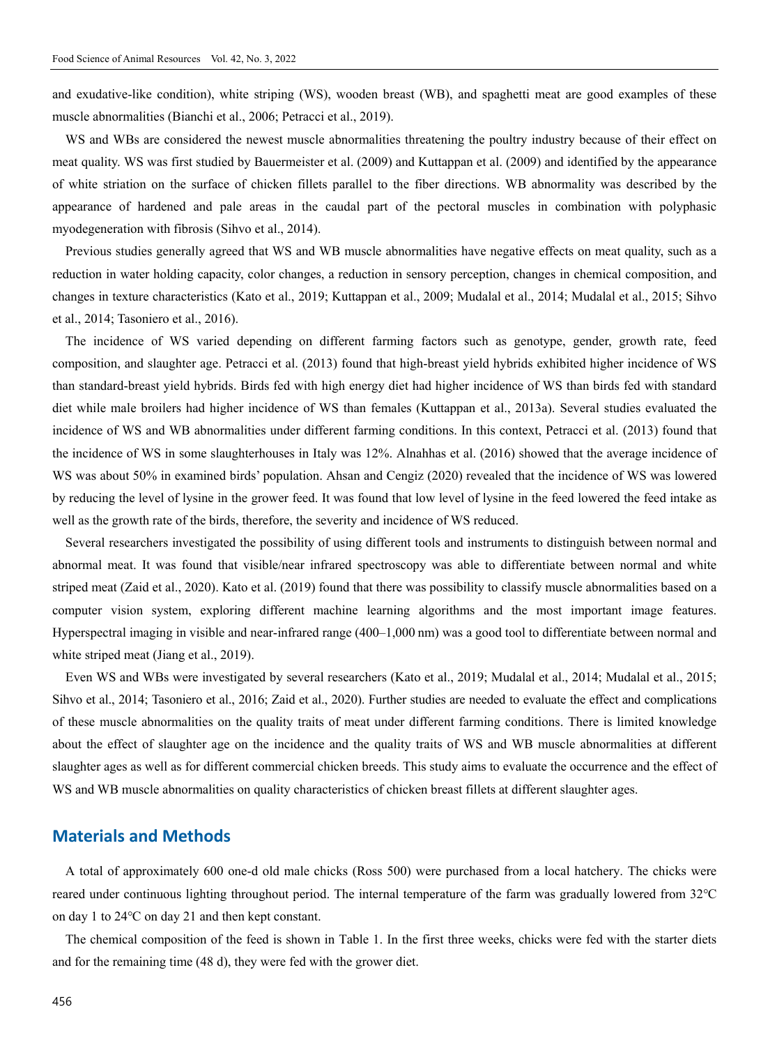and exudative-like condition), white striping (WS), wooden breast (WB), and spaghetti meat are good examples of these muscle abnormalities (Bianchi et al., 2006; Petracci et al., 2019).

WS and WBs are considered the newest muscle abnormalities threatening the poultry industry because of their effect on meat quality. WS was first studied by Bauermeister et al. (2009) and Kuttappan et al. (2009) and identified by the appearance of white striation on the surface of chicken fillets parallel to the fiber directions. WB abnormality was described by the appearance of hardened and pale areas in the caudal part of the pectoral muscles in combination with polyphasic myodegeneration with fibrosis (Sihvo et al., 2014).

Previous studies generally agreed that WS and WB muscle abnormalities have negative effects on meat quality, such as a reduction in water holding capacity, color changes, a reduction in sensory perception, changes in chemical composition, and changes in texture characteristics (Kato et al., 2019; Kuttappan et al., 2009; Mudalal et al., 2014; Mudalal et al., 2015; Sihvo et al., 2014; Tasoniero et al., 2016).

The incidence of WS varied depending on different farming factors such as genotype, gender, growth rate, feed composition, and slaughter age. Petracci et al. (2013) found that high-breast yield hybrids exhibited higher incidence of WS than standard-breast yield hybrids. Birds fed with high energy diet had higher incidence of WS than birds fed with standard diet while male broilers had higher incidence of WS than females (Kuttappan et al., 2013a). Several studies evaluated the incidence of WS and WB abnormalities under different farming conditions. In this context, Petracci et al. (2013) found that the incidence of WS in some slaughterhouses in Italy was 12%. Alnahhas et al. (2016) showed that the average incidence of WS was about 50% in examined birds' population. Ahsan and Cengiz (2020) revealed that the incidence of WS was lowered by reducing the level of lysine in the grower feed. It was found that low level of lysine in the feed lowered the feed intake as well as the growth rate of the birds, therefore, the severity and incidence of WS reduced.

Several researchers investigated the possibility of using different tools and instruments to distinguish between normal and abnormal meat. It was found that visible/near infrared spectroscopy was able to differentiate between normal and white striped meat (Zaid et al., 2020). Kato et al. (2019) found that there was possibility to classify muscle abnormalities based on a computer vision system, exploring different machine learning algorithms and the most important image features. Hyperspectral imaging in visible and near-infrared range (400–1,000 nm) was a good tool to differentiate between normal and white striped meat (Jiang et al., 2019).

Even WS and WBs were investigated by several researchers (Kato et al., 2019; Mudalal et al., 2014; Mudalal et al., 2015; Sihvo et al., 2014; Tasoniero et al., 2016; Zaid et al., 2020). Further studies are needed to evaluate the effect and complications of these muscle abnormalities on the quality traits of meat under different farming conditions. There is limited knowledge about the effect of slaughter age on the incidence and the quality traits of WS and WB muscle abnormalities at different slaughter ages as well as for different commercial chicken breeds. This study aims to evaluate the occurrence and the effect of WS and WB muscle abnormalities on quality characteristics of chicken breast fillets at different slaughter ages.

## Materials and Methods

A total of approximately 600 one-d old male chicks (Ross 500) were purchased from a local hatchery. The chicks were reared under continuous lighting throughout period. The internal temperature of the farm was gradually lowered from 32℃ on day 1 to 24℃ on day 21 and then kept constant.

The chemical composition of the feed is shown in Table 1. In the first three weeks, chicks were fed with the starter diets and for the remaining time (48 d), they were fed with the grower diet.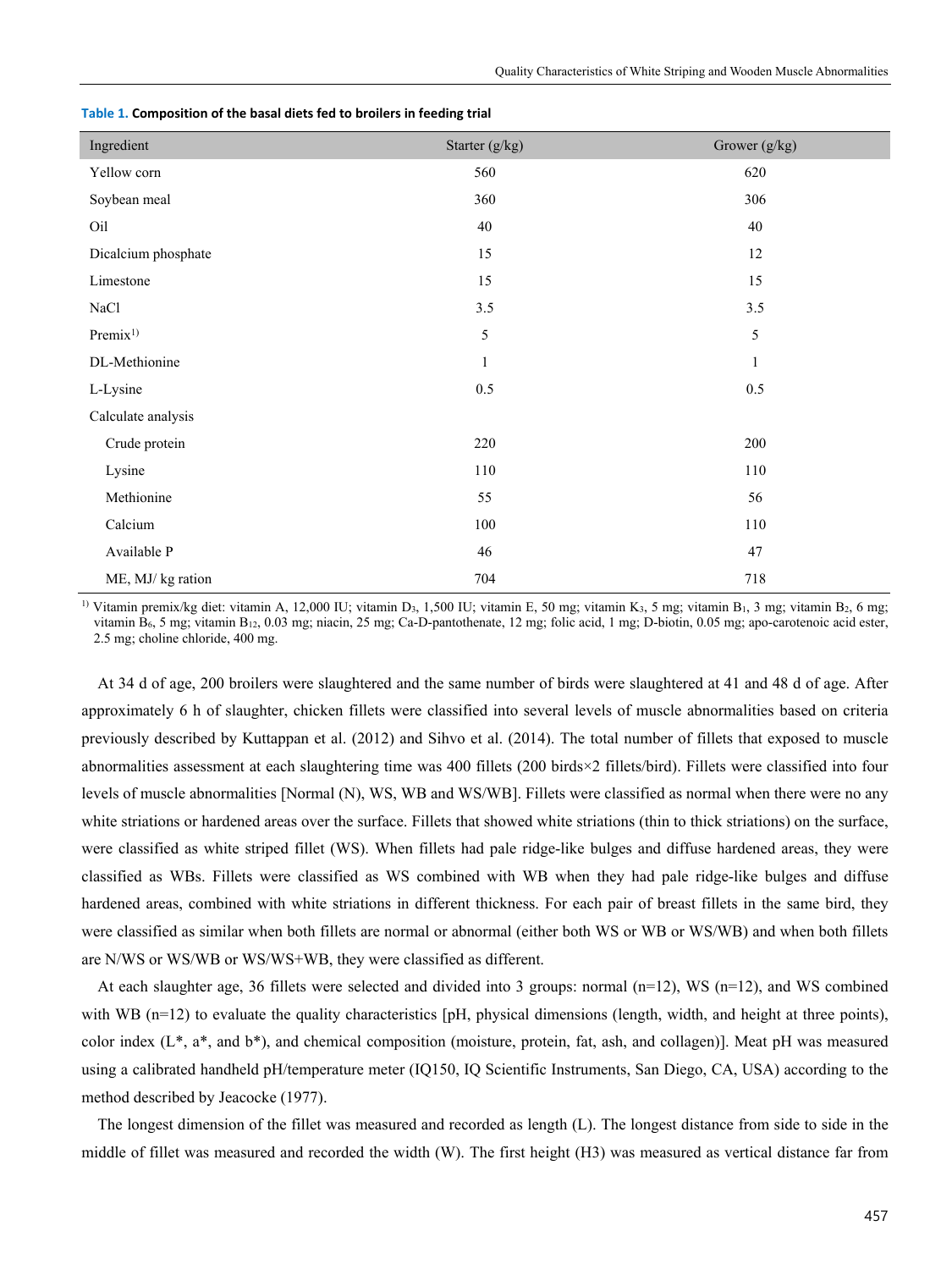**Table 1. Composition of the basal diets fed to broilers in feeding trial**

| Ingredient | Starter (g/kg) | Grower (g/kg) |
|---|---|---|
| Yellow corn | 560 | 620 |
| Soybean meal | 360 | 306 |
| Oil | 40 | 40 |
| Dicalcium phosphate | 15 | 12 |
| Limestone | 15 | 15 |
| NaCl | 3.5 | 3.5 |
| Premix[1)] | 5 | 5 |
| DL-Methionine | 1 | 1 |
| L-Lysine | 0.5 | 0.5 |
| Calculate analysis | | |
| Crude protein | 220 | 200 |
| Lysine | 110 | 110 |
| Methionine | 55 | 56 |
| Calcium | 100 | 110 |
| Available P | 46 | 47 |
| ME, MJ/ kg ration | 704 | 718 |

[1)] Vitamin premix/kg diet: vitamin A, 12,000 IU; vitamin $D_3$, 1,500 IU; vitamin E, 50 mg; vitamin $K_3$, 5 mg; vitamin $B_1$, 3 mg; vitamin $B_2$, 6 mg; vitamin $B_6$, 5 mg; vitamin $B_{12}$, 0.03 mg; niacin, 25 mg; Ca-D-pantothenate, 12 mg; folic acid, 1 mg; D-biotin, 0.05 mg; apo-carotenoic acid ester, 2.5 mg; choline chloride, 400 mg.

At 34 d of age, 200 broilers were slaughtered and the same number of birds were slaughtered at 41 and 48 d of age. After approximately 6 h of slaughter, chicken fillets were classified into several levels of muscle abnormalities based on criteria previously described by Kuttappan et al. (2012) and Sihvo et al. (2014). The total number of fillets that exposed to muscle abnormalities assessment at each slaughtering time was 400 fillets (200 birds×2 fillets/bird). Fillets were classified into four levels of muscle abnormalities [Normal (N), WS, WB and WS/WB]. Fillets were classified as normal when there were no any white striations or hardened areas over the surface. Fillets that showed white striations (thin to thick striations) on the surface, were classified as white striped fillet (WS). When fillets had pale ridge-like bulges and diffuse hardened areas, they were classified as WBs. Fillets were classified as WS combined with WB when they had pale ridge-like bulges and diffuse hardened areas, combined with white striations in different thickness. For each pair of breast fillets in the same bird, they were classified as similar when both fillets are normal or abnormal (either both WS or WB or WS/WB) and when both fillets are N/WS or WS/WB or WS/WS+WB, they were classified as different.

At each slaughter age, 36 fillets were selected and divided into 3 groups: normal (n=12), WS (n=12), and WS combined with WB (n=12) to evaluate the quality characteristics [pH, physical dimensions (length, width, and height at three points), color index (L*, a*, and b*), and chemical composition (moisture, protein, fat, ash, and collagen)]. Meat pH was measured using a calibrated handheld pH/temperature meter (IQ150, IQ Scientific Instruments, San Diego, CA, USA) according to the method described by Jeacocke (1977).

The longest dimension of the fillet was measured and recorded as length (L). The longest distance from side to side in the middle of fillet was measured and recorded the width (W). The first height (H3) was measured as vertical distance far from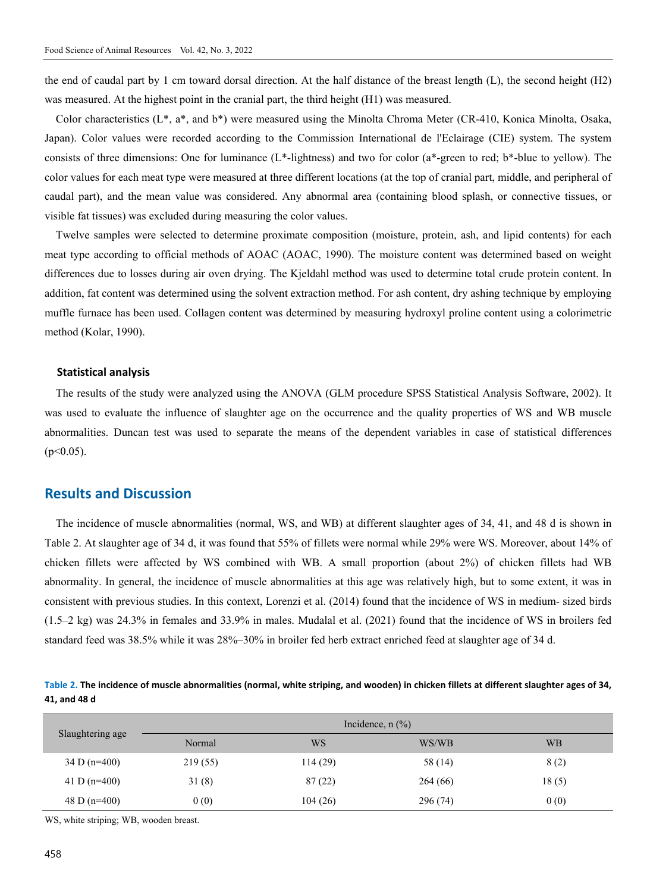the end of caudal part by 1 cm toward dorsal direction. At the half distance of the breast length (L), the second height (H2) was measured. At the highest point in the cranial part, the third height (H1) was measured.

Color characteristics (L*, a*, and b*) were measured using the Minolta Chroma Meter (CR-410, Konica Minolta, Osaka, Japan). Color values were recorded according to the Commission International de l'Eclairage (CIE) system. The system consists of three dimensions: One for luminance (L*-lightness) and two for color (a*-green to red; b*-blue to yellow). The color values for each meat type were measured at three different locations (at the top of cranial part, middle, and peripheral of caudal part), and the mean value was considered. Any abnormal area (containing blood splash, or connective tissues, or visible fat tissues) was excluded during measuring the color values.

Twelve samples were selected to determine proximate composition (moisture, protein, ash, and lipid contents) for each meat type according to official methods of AOAC (AOAC, 1990). The moisture content was determined based on weight differences due to losses during air oven drying. The Kjeldahl method was used to determine total crude protein content. In addition, fat content was determined using the solvent extraction method. For ash content, dry ashing technique by employing muffle furnace has been used. Collagen content was determined by measuring hydroxyl proline content using a colorimetric method (Kolar, 1990).

### Statistical analysis

The results of the study were analyzed using the ANOVA (GLM procedure SPSS Statistical Analysis Software, 2002). It was used to evaluate the influence of slaughter age on the occurrence and the quality properties of WS and WB muscle abnormalities. Duncan test was used to separate the means of the dependent variables in case of statistical differences ($p<0.05$).

## Results and Discussion

The incidence of muscle abnormalities (normal, WS, and WB) at different slaughter ages of 34, 41, and 48 d is shown in Table 2. At slaughter age of 34 d, it was found that 55% of fillets were normal while 29% were WS. Moreover, about 14% of chicken fillets were affected by WS combined with WB. A small proportion (about 2%) of chicken fillets had WB abnormality. In general, the incidence of muscle abnormalities at this age was relatively high, but to some extent, it was in consistent with previous studies. In this context, Lorenzi et al. (2014) found that the incidence of WS in medium- sized birds (1.5–2 kg) was 24.3% in females and 33.9% in males. Mudalal et al. (2021) found that the incidence of WS in broilers fed standard feed was 38.5% while it was 28%–30% in broiler fed herb extract enriched feed at slaughter age of 34 d.

**Table 2. The incidence of muscle abnormalities (normal, white striping, and wooden) in chicken fillets at different slaughter ages of 34, 41, and 48 d**

| Slaughtering age | Incidence, n (%) | | | |
|---|---|---|---|---|
| | Normal | WS | WS/WB | WB |
| 34 D (n=400) | 219 (55) | 114 (29) | 58 (14) | 8 (2) |
| 41 D (n=400) | 31 (8) | 87 (22) | 264 (66) | 18 (5) |
| 48 D (n=400) | 0 (0) | 104 (26) | 296 (74) | 0 (0) |

WS, white striping; WB, wooden breast.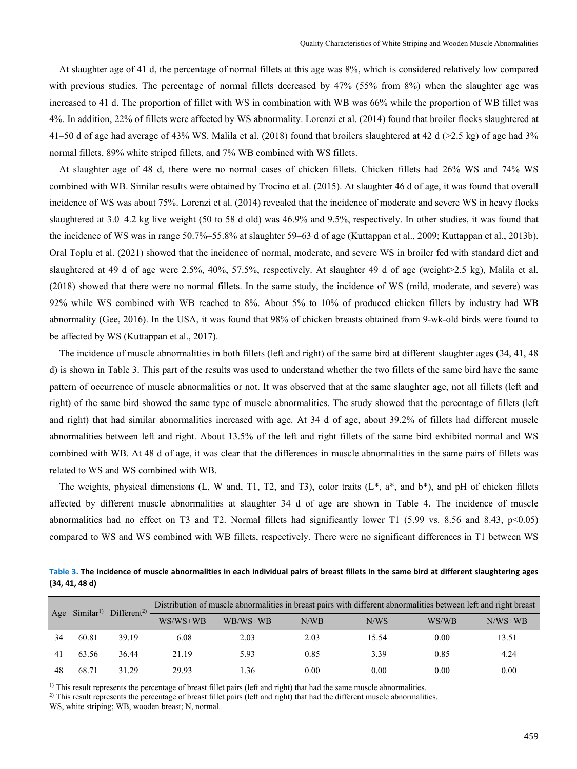At slaughter age of 41 d, the percentage of normal fillets at this age was 8%, which is considered relatively low compared with previous studies. The percentage of normal fillets decreased by 47% (55% from 8%) when the slaughter age was increased to 41 d. The proportion of fillet with WS in combination with WB was 66% while the proportion of WB fillet was 4%. In addition, 22% of fillets were affected by WS abnormality. Lorenzi et al. (2014) found that broiler flocks slaughtered at 41–50 d of age had average of 43% WS. Malila et al. (2018) found that broilers slaughtered at 42 d (>2.5 kg) of age had 3% normal fillets, 89% white striped fillets, and 7% WB combined with WS fillets.

At slaughter age of 48 d, there were no normal cases of chicken fillets. Chicken fillets had 26% WS and 74% WS combined with WB. Similar results were obtained by Trocino et al. (2015). At slaughter 46 d of age, it was found that overall incidence of WS was about 75%. Lorenzi et al. (2014) revealed that the incidence of moderate and severe WS in heavy flocks slaughtered at 3.0–4.2 kg live weight (50 to 58 d old) was 46.9% and 9.5%, respectively. In other studies, it was found that the incidence of WS was in range 50.7%–55.8% at slaughter 59–63 d of age (Kuttappan et al., 2009; Kuttappan et al., 2013b). Oral Toplu et al. (2021) showed that the incidence of normal, moderate, and severe WS in broiler fed with standard diet and slaughtered at 49 d of age were 2.5%, 40%, 57.5%, respectively. At slaughter 49 d of age (weight>2.5 kg), Malila et al. (2018) showed that there were no normal fillets. In the same study, the incidence of WS (mild, moderate, and severe) was 92% while WS combined with WB reached to 8%. About 5% to 10% of produced chicken fillets by industry had WB abnormality (Gee, 2016). In the USA, it was found that 98% of chicken breasts obtained from 9-wk-old birds were found to be affected by WS (Kuttappan et al., 2017).

The incidence of muscle abnormalities in both fillets (left and right) of the same bird at different slaughter ages (34, 41, 48 d) is shown in Table 3. This part of the results was used to understand whether the two fillets of the same bird have the same pattern of occurrence of muscle abnormalities or not. It was observed that at the same slaughter age, not all fillets (left and right) of the same bird showed the same type of muscle abnormalities. The study showed that the percentage of fillets (left and right) that had similar abnormalities increased with age. At 34 d of age, about 39.2% of fillets had different muscle abnormalities between left and right. About 13.5% of the left and right fillets of the same bird exhibited normal and WS combined with WB. At 48 d of age, it was clear that the differences in muscle abnormalities in the same pairs of fillets was related to WS and WS combined with WB.

The weights, physical dimensions (L, W and, T1, T2, and T3), color traits (L*, a*, and b*), and pH of chicken fillets affected by different muscle abnormalities at slaughter 34 d of age are shown in Table 4. The incidence of muscle abnormalities had no effect on T3 and T2. Normal fillets had significantly lower T1 (5.99 vs. 8.56 and 8.43, $p<0.05$) compared to WS and WS combined with WB fillets, respectively. There were no significant differences in T1 between WS

**Table 3. The incidence of muscle abnormalities in each individual pairs of breast fillets in the same bird at different slaughtering ages (34, 41, 48 d)**

| Age | Similar[1] | Different[2] | Distribution of muscle abnormalities in breast pairs with different abnormalities between left and right breast | | | | | |
|---|---|---|---|---|---|---|---|---|
| | | | WS/WS+WB | WB/WS+WB | N/WB | N/WS | WS/WB | N/WS+WB |
| 34 | 60.81 | 39.19 | 6.08 | 2.03 | 2.03 | 15.54 | 0.00 | 13.51 |
| 41 | 63.56 | 36.44 | 21.19 | 5.93 | 0.85 | 3.39 | 0.85 | 4.24 |
| 48 | 68.71 | 31.29 | 29.93 | 1.36 | 0.00 | 0.00 | 0.00 | 0.00 |

[1] This result represents the percentage of breast fillet pairs (left and right) that had the same muscle abnormalities.

[2] This result represents the percentage of breast fillet pairs (left and right) that had the different muscle abnormalities.

WS, white striping; WB, wooden breast; N, normal.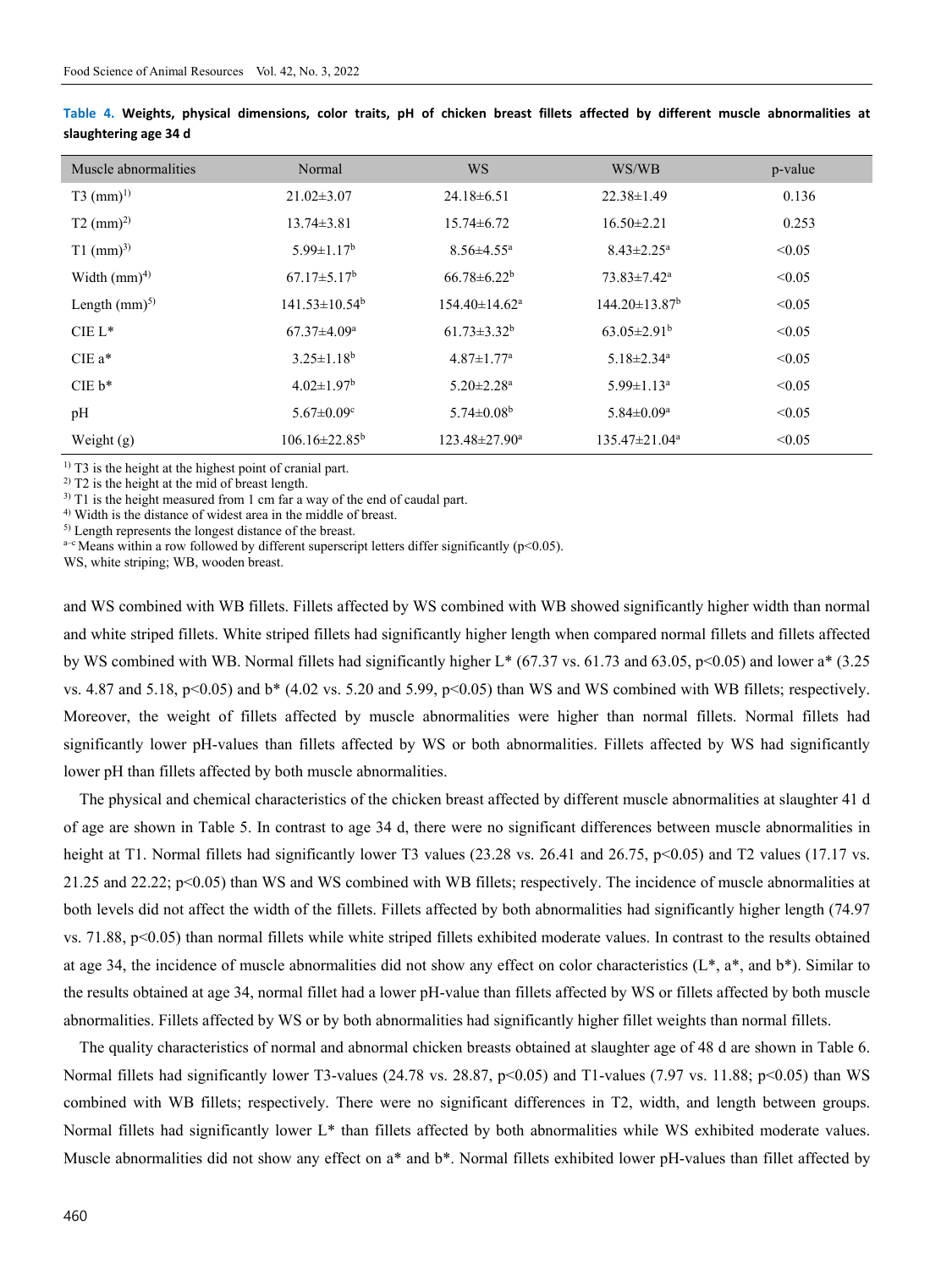**Table 4. Weights, physical dimensions, color traits, pH of chicken breast fillets affected by different muscle abnormalities at slaughtering age 34 d**

| Muscle abnormalities | Normal | WS | WS/WB | p-value |
|---|---|---|---|---|
| T3 (mm)[1)] | 21.02±3.07 | 24.18±6.51 | 22.38±1.49 | 0.136 |
| T2 (mm)[2)] | 13.74±3.81 | 15.74±6.72 | 16.50±2.21 | 0.253 |
| T1 (mm)[3)] | 5.99±1.17[b] | 8.56±4.55[a] | 8.43±2.25[a] | <0.05 |
| Width (mm)[4)] | 67.17±5.17[b] | 66.78±6.22[b] | 73.83±7.42[a] | <0.05 |
| Length (mm)[5)] | 141.53±10.54[b] | 154.40±14.62[a] | 144.20±13.87[b] | <0.05 |
| CIE L* | 67.37±4.09[a] | 61.73±3.32[b] | 63.05±2.91[b] | <0.05 |
| CIE a* | 3.25±1.18[b] | 4.87±1.77[a] | 5.18±2.34[a] | <0.05 |
| CIE b* | 4.02±1.97[b] | 5.20±2.28[a] | 5.99±1.13[a] | <0.05 |
| pH | 5.67±0.09[c] | 5.74±0.08[b] | 5.84±0.09[a] | <0.05 |
| Weight (g) | 106.16±22.85[b] | 123.48±27.90[a] | 135.47±21.04[a] | <0.05 |

[1)] T3 is the height at the highest point of cranial part.
[2)] T2 is the height at the mid of breast length.
[3)] T1 is the height measured from 1 cm far a way of the end of caudal part.
[4)] Width is the distance of widest area in the middle of breast.
[5)] Length represents the longest distance of the breast.
[a–c] Means within a row followed by different superscript letters differ significantly ($p<0.05$).
WS, white striping; WB, wooden breast.

and WS combined with WB fillets. Fillets affected by WS combined with WB showed significantly higher width than normal and white striped fillets. White striped fillets had significantly higher length when compared normal fillets and fillets affected by WS combined with WB. Normal fillets had significantly higher L* (67.37 vs. 61.73 and 63.05, $p<0.05$) and lower a* (3.25 vs. 4.87 and 5.18, $p<0.05$) and b* (4.02 vs. 5.20 and 5.99, $p<0.05$) than WS and WS combined with WB fillets; respectively. Moreover, the weight of fillets affected by muscle abnormalities were higher than normal fillets. Normal fillets had significantly lower pH-values than fillets affected by WS or both abnormalities. Fillets affected by WS had significantly lower pH than fillets affected by both muscle abnormalities.

The physical and chemical characteristics of the chicken breast affected by different muscle abnormalities at slaughter 41 d of age are shown in Table 5. In contrast to age 34 d, there were no significant differences between muscle abnormalities in height at T1. Normal fillets had significantly lower T3 values (23.28 vs. 26.41 and 26.75, $p<0.05$) and T2 values (17.17 vs. 21.25 and 22.22; $p<0.05$) than WS and WS combined with WB fillets; respectively. The incidence of muscle abnormalities at both levels did not affect the width of the fillets. Fillets affected by both abnormalities had significantly higher length (74.97 vs. 71.88, $p<0.05$) than normal fillets while white striped fillets exhibited moderate values. In contrast to the results obtained at age 34, the incidence of muscle abnormalities did not show any effect on color characteristics (L*, a*, and b*). Similar to the results obtained at age 34, normal fillet had a lower pH-value than fillets affected by WS or fillets affected by both muscle abnormalities. Fillets affected by WS or by both abnormalities had significantly higher fillet weights than normal fillets.

The quality characteristics of normal and abnormal chicken breasts obtained at slaughter age of 48 d are shown in Table 6. Normal fillets had significantly lower T3-values (24.78 vs. 28.87, $p<0.05$) and T1-values (7.97 vs. 11.88; $p<0.05$) than WS combined with WB fillets; respectively. There were no significant differences in T2, width, and length between groups. Normal fillets had significantly lower L* than fillets affected by both abnormalities while WS exhibited moderate values. Muscle abnormalities did not show any effect on a* and b*. Normal fillets exhibited lower pH-values than fillet affected by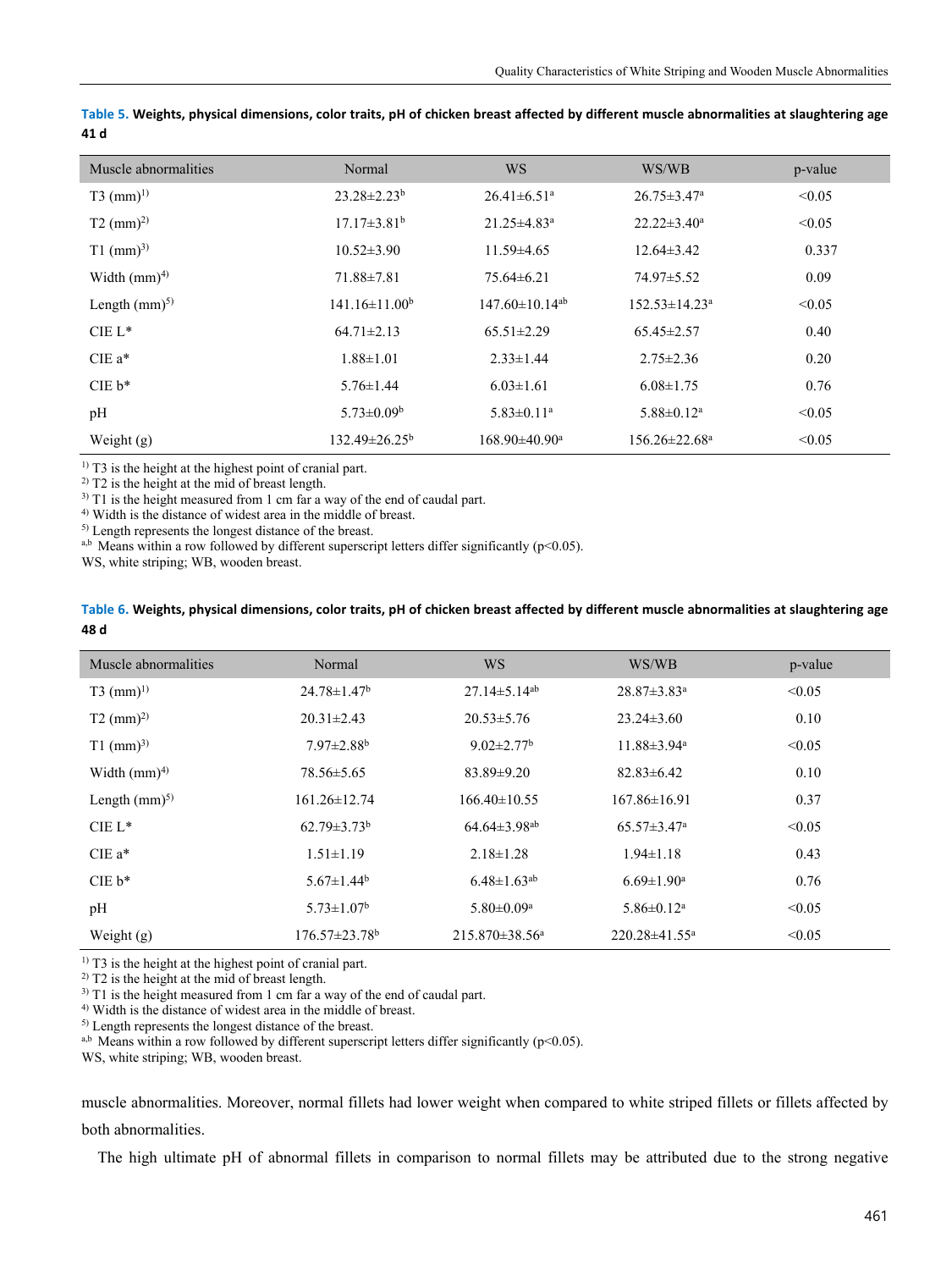**Table 5. Weights, physical dimensions, color traits, pH of chicken breast affected by different muscle abnormalities at slaughtering age 41 d**

| Muscle abnormalities | Normal | WS | WS/WB | p-value |
|---|---|---|---|---|
| T3 (mm)[1)] | 23.28±2.23[b] | 26.41±6.51[a] | 26.75±3.47[a] | <0.05 |
| T2 (mm)[2)] | 17.17±3.81[b] | 21.25±4.83[a] | 22.22±3.40[a] | <0.05 |
| T1 (mm)[3)] | 10.52±3.90 | 11.59±4.65 | 12.64±3.42 | 0.337 |
| Width (mm)[4)] | 71.88±7.81 | 75.64±6.21 | 74.97±5.52 | 0.09 |
| Length (mm)[5)] | 141.16±11.00[b] | 147.60±10.14[ab] | 152.53±14.23[a] | <0.05 |
| CIE L* | 64.71±2.13 | 65.51±2.29 | 65.45±2.57 | 0.40 |
| CIE a* | 1.88±1.01 | 2.33±1.44 | 2.75±2.36 | 0.20 |
| CIE b* | 5.76±1.44 | 6.03±1.61 | 6.08±1.75 | 0.76 |
| pH | 5.73±0.09[b] | 5.83±0.11[a] | 5.88±0.12[a] | <0.05 |
| Weight (g) | 132.49±26.25[b] | 168.90±40.90[a] | 156.26±22.68[a] | <0.05 |

[1)] T3 is the height at the highest point of cranial part.
[2)] T2 is the height at the mid of breast length.
[3)] T1 is the height measured from 1 cm far a way of the end of caudal part.
[4)] Width is the distance of widest area in the middle of breast.
[5)] Length represents the longest distance of the breast.
[a,b] Means within a row followed by different superscript letters differ significantly ($p<0.05$).
WS, white striping; WB, wooden breast.

**Table 6. Weights, physical dimensions, color traits, pH of chicken breast affected by different muscle abnormalities at slaughtering age 48 d**

| Muscle abnormalities | Normal | WS | WS/WB | p-value |
|---|---|---|---|---|
| T3 (mm)[1)] | 24.78±1.47[b] | 27.14±5.14[ab] | 28.87±3.83[a] | <0.05 |
| T2 (mm)[2)] | 20.31±2.43 | 20.53±5.76 | 23.24±3.60 | 0.10 |
| T1 (mm)[3)] | 7.97±2.88[b] | 9.02±2.77[b] | 11.88±3.94[a] | <0.05 |
| Width (mm)[4)] | 78.56±5.65 | 83.89±9.20 | 82.83±6.42 | 0.10 |
| Length (mm)[5)] | 161.26±12.74 | 166.40±10.55 | 167.86±16.91 | 0.37 |
| CIE L* | 62.79±3.73[b] | 64.64±3.98[ab] | 65.57±3.47[a] | <0.05 |
| CIE a* | 1.51±1.19 | 2.18±1.28 | 1.94±1.18 | 0.43 |
| CIE b* | 5.67±1.44[b] | 6.48±1.63[ab] | 6.69±1.90[a] | 0.76 |
| pH | 5.73±1.07[b] | 5.80±0.09[a] | 5.86±0.12[a] | <0.05 |
| Weight (g) | 176.57±23.78[b] | 215.870±38.56[a] | 220.28±41.55[a] | <0.05 |

[1)] T3 is the height at the highest point of cranial part.
[2)] T2 is the height at the mid of breast length.
[3)] T1 is the height measured from 1 cm far a way of the end of caudal part.
[4)] Width is the distance of widest area in the middle of breast.
[5)] Length represents the longest distance of the breast.
[a,b] Means within a row followed by different superscript letters differ significantly ($p<0.05$).
WS, white striping; WB, wooden breast.

muscle abnormalities. Moreover, normal fillets had lower weight when compared to white striped fillets or fillets affected by both abnormalities.

The high ultimate pH of abnormal fillets in comparison to normal fillets may be attributed due to the strong negative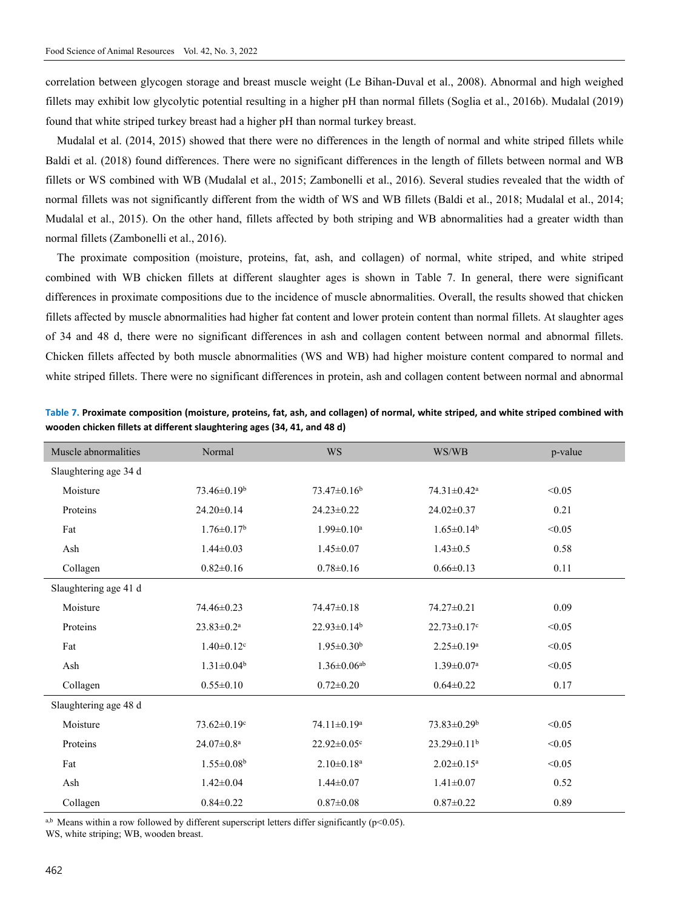correlation between glycogen storage and breast muscle weight (Le Bihan-Duval et al., 2008). Abnormal and high weighed fillets may exhibit low glycolytic potential resulting in a higher pH than normal fillets (Soglia et al., 2016b). Mudalal (2019) found that white striped turkey breast had a higher pH than normal turkey breast.

Mudalal et al. (2014, 2015) showed that there were no differences in the length of normal and white striped fillets while Baldi et al. (2018) found differences. There were no significant differences in the length of fillets between normal and WB fillets or WS combined with WB (Mudalal et al., 2015; Zambonelli et al., 2016). Several studies revealed that the width of normal fillets was not significantly different from the width of WS and WB fillets (Baldi et al., 2018; Mudalal et al., 2014; Mudalal et al., 2015). On the other hand, fillets affected by both striping and WB abnormalities had a greater width than normal fillets (Zambonelli et al., 2016).

The proximate composition (moisture, proteins, fat, ash, and collagen) of normal, white striped, and white striped combined with WB chicken fillets at different slaughter ages is shown in Table 7. In general, there were significant differences in proximate compositions due to the incidence of muscle abnormalities. Overall, the results showed that chicken fillets affected by muscle abnormalities had higher fat content and lower protein content than normal fillets. At slaughter ages of 34 and 48 d, there were no significant differences in ash and collagen content between normal and abnormal fillets. Chicken fillets affected by both muscle abnormalities (WS and WB) had higher moisture content compared to normal and white striped fillets. There were no significant differences in protein, ash and collagen content between normal and abnormal

**Table 7. Proximate composition (moisture, proteins, fat, ash, and collagen) of normal, white striped, and white striped combined with wooden chicken fillets at different slaughtering ages (34, 41, and 48 d)**

| Muscle abnormalities | Normal | WS | WS/WB | p-value |
|---|---|---|---|---|
| Slaughtering age 34 d | | | | |
| Moisture | 73.46±0.19[b] | 73.47±0.16[b] | 74.31±0.42[a] | <0.05 |
| Proteins | 24.20±0.14 | 24.23±0.22 | 24.02±0.37 | 0.21 |
| Fat | 1.76±0.17[b] | 1.99±0.10[a] | 1.65±0.14[b] | <0.05 |
| Ash | 1.44±0.03 | 1.45±0.07 | 1.43±0.5 | 0.58 |
| Collagen | 0.82±0.16 | 0.78±0.16 | 0.66±0.13 | 0.11 |
| Slaughtering age 41 d | | | | |
| Moisture | 74.46±0.23 | 74.47±0.18 | 74.27±0.21 | 0.09 |
| Proteins | 23.83±0.2[a] | 22.93±0.14[b] | 22.73±0.17[c] | <0.05 |
| Fat | 1.40±0.12[c] | 1.95±0.30[b] | 2.25±0.19[a] | <0.05 |
| Ash | 1.31±0.04[b] | 1.36±0.06[ab] | 1.39±0.07[a] | <0.05 |
| Collagen | 0.55±0.10 | 0.72±0.20 | 0.64±0.22 | 0.17 |
| Slaughtering age 48 d | | | | |
| Moisture | 73.62±0.19[c] | 74.11±0.19[a] | 73.83±0.29[b] | <0.05 |
| Proteins | 24.07±0.8[a] | 22.92±0.05[c] | 23.29±0.11[b] | <0.05 |
| Fat | 1.55±0.08[b] | 2.10±0.18[a] | 2.02±0.15[a] | <0.05 |
| Ash | 1.42±0.04 | 1.44±0.07 | 1.41±0.07 | 0.52 |
| Collagen | 0.84±0.22 | 0.87±0.08 | 0.87±0.22 | 0.89 |

[a,b] Means within a row followed by different superscript letters differ significantly ($p<0.05$).
WS, white striping; WB, wooden breast.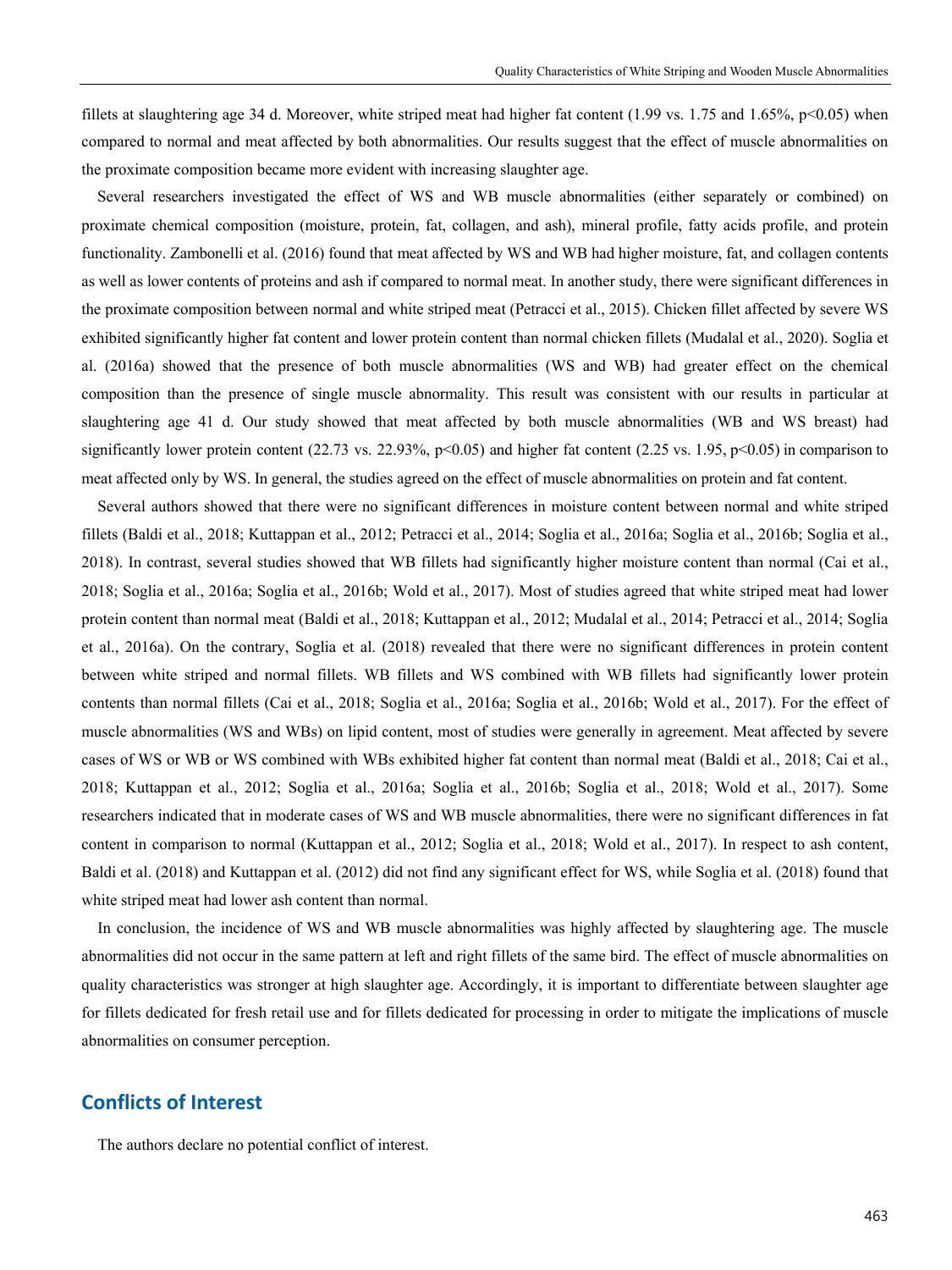fillets at slaughtering age 34 d. Moreover, white striped meat had higher fat content (1.99 vs. 1.75 and 1.65%, $p<0.05$) when compared to normal and meat affected by both abnormalities. Our results suggest that the effect of muscle abnormalities on the proximate composition became more evident with increasing slaughter age.

Several researchers investigated the effect of WS and WB muscle abnormalities (either separately or combined) on proximate chemical composition (moisture, protein, fat, collagen, and ash), mineral profile, fatty acids profile, and protein functionality. Zambonelli et al. (2016) found that meat affected by WS and WB had higher moisture, fat, and collagen contents as well as lower contents of proteins and ash if compared to normal meat. In another study, there were significant differences in the proximate composition between normal and white striped meat (Petracci et al., 2015). Chicken fillet affected by severe WS exhibited significantly higher fat content and lower protein content than normal chicken fillets (Mudalal et al., 2020). Soglia et al. (2016a) showed that the presence of both muscle abnormalities (WS and WB) had greater effect on the chemical composition than the presence of single muscle abnormality. This result was consistent with our results in particular at slaughtering age 41 d. Our study showed that meat affected by both muscle abnormalities (WB and WS breast) had significantly lower protein content (22.73 vs. 22.93%, $p<0.05$) and higher fat content (2.25 vs. 1.95, $p<0.05$) in comparison to meat affected only by WS. In general, the studies agreed on the effect of muscle abnormalities on protein and fat content.

Several authors showed that there were no significant differences in moisture content between normal and white striped fillets (Baldi et al., 2018; Kuttappan et al., 2012; Petracci et al., 2014; Soglia et al., 2016a; Soglia et al., 2016b; Soglia et al., 2018). In contrast, several studies showed that WB fillets had significantly higher moisture content than normal (Cai et al., 2018; Soglia et al., 2016a; Soglia et al., 2016b; Wold et al., 2017). Most of studies agreed that white striped meat had lower protein content than normal meat (Baldi et al., 2018; Kuttappan et al., 2012; Mudalal et al., 2014; Petracci et al., 2014; Soglia et al., 2016a). On the contrary, Soglia et al. (2018) revealed that there were no significant differences in protein content between white striped and normal fillets. WB fillets and WS combined with WB fillets had significantly lower protein contents than normal fillets (Cai et al., 2018; Soglia et al., 2016a; Soglia et al., 2016b; Wold et al., 2017). For the effect of muscle abnormalities (WS and WBs) on lipid content, most of studies were generally in agreement. Meat affected by severe cases of WS or WB or WS combined with WBs exhibited higher fat content than normal meat (Baldi et al., 2018; Cai et al., 2018; Kuttappan et al., 2012; Soglia et al., 2016a; Soglia et al., 2016b; Soglia et al., 2018; Wold et al., 2017). Some researchers indicated that in moderate cases of WS and WB muscle abnormalities, there were no significant differences in fat content in comparison to normal (Kuttappan et al., 2012; Soglia et al., 2018; Wold et al., 2017). In respect to ash content, Baldi et al. (2018) and Kuttappan et al. (2012) did not find any significant effect for WS, while Soglia et al. (2018) found that white striped meat had lower ash content than normal.

In conclusion, the incidence of WS and WB muscle abnormalities was highly affected by slaughtering age. The muscle abnormalities did not occur in the same pattern at left and right fillets of the same bird. The effect of muscle abnormalities on quality characteristics was stronger at high slaughter age. Accordingly, it is important to differentiate between slaughter age for fillets dedicated for fresh retail use and for fillets dedicated for processing in order to mitigate the implications of muscle abnormalities on consumer perception.

## Conflicts of Interest

The authors declare no potential conflict of interest.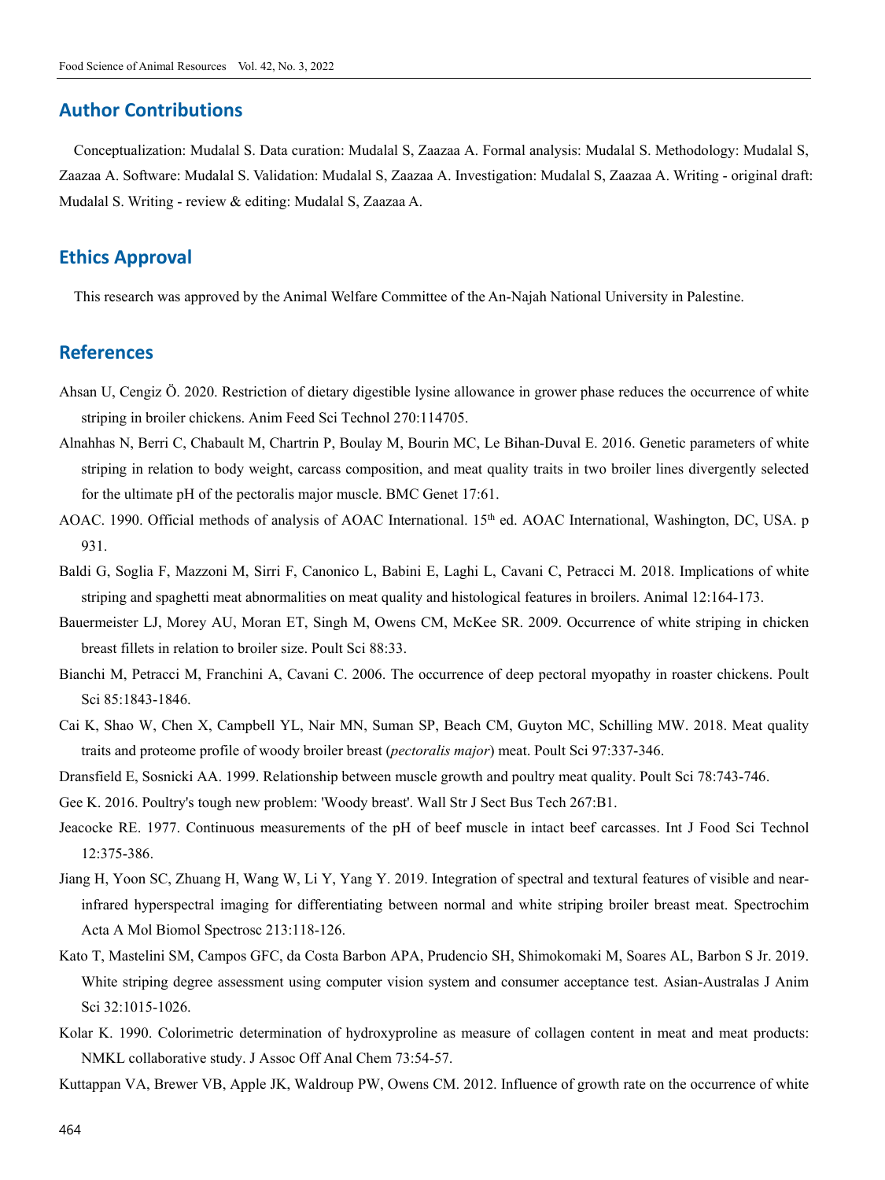## Author Contributions

Conceptualization: Mudalal S. Data curation: Mudalal S, Zaazaa A. Formal analysis: Mudalal S. Methodology: Mudalal S, Zaazaa A. Software: Mudalal S. Validation: Mudalal S, Zaazaa A. Investigation: Mudalal S, Zaazaa A. Writing - original draft: Mudalal S. Writing - review & editing: Mudalal S, Zaazaa A.

## Ethics Approval

This research was approved by the Animal Welfare Committee of the An-Najah National University in Palestine.

## References

Ahsan U, Cengiz Ö. 2020. Restriction of dietary digestible lysine allowance in grower phase reduces the occurrence of white striping in broiler chickens. Anim Feed Sci Technol 270:114705.

Alnahhas N, Berri C, Chabault M, Chartrin P, Boulay M, Bourin MC, Le Bihan-Duval E. 2016. Genetic parameters of white striping in relation to body weight, carcass composition, and meat quality traits in two broiler lines divergently selected for the ultimate pH of the pectoralis major muscle. BMC Genet 17:61.

AOAC. 1990. Official methods of analysis of AOAC International. 15th ed. AOAC International, Washington, DC, USA. p 931.

Baldi G, Soglia F, Mazzoni M, Sirri F, Canonico L, Babini E, Laghi L, Cavani C, Petracci M. 2018. Implications of white striping and spaghetti meat abnormalities on meat quality and histological features in broilers. Animal 12:164-173.

Bauermeister LJ, Morey AU, Moran ET, Singh M, Owens CM, McKee SR. 2009. Occurrence of white striping in chicken breast fillets in relation to broiler size. Poult Sci 88:33.

Bianchi M, Petracci M, Franchini A, Cavani C. 2006. The occurrence of deep pectoral myopathy in roaster chickens. Poult Sci 85:1843-1846.

Cai K, Shao W, Chen X, Campbell YL, Nair MN, Suman SP, Beach CM, Guyton MC, Schilling MW. 2018. Meat quality traits and proteome profile of woody broiler breast (*pectoralis major*) meat. Poult Sci 97:337-346.

Dransfield E, Sosnicki AA. 1999. Relationship between muscle growth and poultry meat quality. Poult Sci 78:743-746.

Gee K. 2016. Poultry's tough new problem: 'Woody breast'. Wall Str J Sect Bus Tech 267:B1.

Jeacocke RE. 1977. Continuous measurements of the pH of beef muscle in intact beef carcasses. Int J Food Sci Technol 12:375-386.

Jiang H, Yoon SC, Zhuang H, Wang W, Li Y, Yang Y. 2019. Integration of spectral and textural features of visible and near-infrared hyperspectral imaging for differentiating between normal and white striping broiler breast meat. Spectrochim Acta A Mol Biomol Spectrosc 213:118-126.

Kato T, Mastelini SM, Campos GFC, da Costa Barbon APA, Prudencio SH, Shimokomaki M, Soares AL, Barbon S Jr. 2019. White striping degree assessment using computer vision system and consumer acceptance test. Asian-Australas J Anim Sci 32:1015-1026.

Kolar K. 1990. Colorimetric determination of hydroxyproline as measure of collagen content in meat and meat products: NMKL collaborative study. J Assoc Off Anal Chem 73:54-57.

Kuttappan VA, Brewer VB, Apple JK, Waldroup PW, Owens CM. 2012. Influence of growth rate on the occurrence of white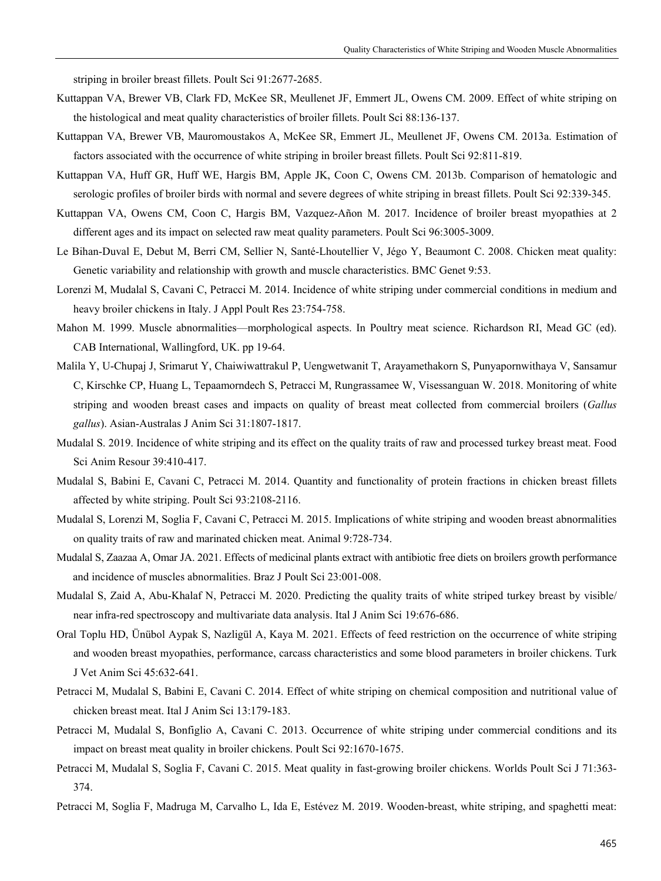striping in broiler breast fillets. Poult Sci 91:2677-2685.

Kuttappan VA, Brewer VB, Clark FD, McKee SR, Meullenet JF, Emmert JL, Owens CM. 2009. Effect of white striping on the histological and meat quality characteristics of broiler fillets. Poult Sci 88:136-137.

Kuttappan VA, Brewer VB, Mauromoustakos A, McKee SR, Emmert JL, Meullenet JF, Owens CM. 2013a. Estimation of factors associated with the occurrence of white striping in broiler breast fillets. Poult Sci 92:811-819.

Kuttappan VA, Huff GR, Huff WE, Hargis BM, Apple JK, Coon C, Owens CM. 2013b. Comparison of hematologic and serologic profiles of broiler birds with normal and severe degrees of white striping in breast fillets. Poult Sci 92:339-345.

Kuttappan VA, Owens CM, Coon C, Hargis BM, Vazquez-Añon M. 2017. Incidence of broiler breast myopathies at 2 different ages and its impact on selected raw meat quality parameters. Poult Sci 96:3005-3009.

Le Bihan-Duval E, Debut M, Berri CM, Sellier N, Santé-Lhoutellier V, Jégo Y, Beaumont C. 2008. Chicken meat quality: Genetic variability and relationship with growth and muscle characteristics. BMC Genet 9:53.

Lorenzi M, Mudalal S, Cavani C, Petracci M. 2014. Incidence of white striping under commercial conditions in medium and heavy broiler chickens in Italy. J Appl Poult Res 23:754-758.

Mahon M. 1999. Muscle abnormalities—morphological aspects. In Poultry meat science. Richardson RI, Mead GC (ed). CAB International, Wallingford, UK. pp 19-64.

Malila Y, U-Chupaj J, Srimarut Y, Chaiwiwattrakul P, Uengwetwanit T, Arayamethakorn S, Punyapornwithaya V, Sansamur C, Kirschke CP, Huang L, Tepaamorndech S, Petracci M, Rungrassamee W, Visessanguan W. 2018. Monitoring of white striping and wooden breast cases and impacts on quality of breast meat collected from commercial broilers (*Gallus gallus*). Asian-Australas J Anim Sci 31:1807-1817.

Mudalal S. 2019. Incidence of white striping and its effect on the quality traits of raw and processed turkey breast meat. Food Sci Anim Resour 39:410-417.

Mudalal S, Babini E, Cavani C, Petracci M. 2014. Quantity and functionality of protein fractions in chicken breast fillets affected by white striping. Poult Sci 93:2108-2116.

Mudalal S, Lorenzi M, Soglia F, Cavani C, Petracci M. 2015. Implications of white striping and wooden breast abnormalities on quality traits of raw and marinated chicken meat. Animal 9:728-734.

Mudalal S, Zaazaa A, Omar JA. 2021. Effects of medicinal plants extract with antibiotic free diets on broilers growth performance and incidence of muscles abnormalities. Braz J Poult Sci 23:001-008.

Mudalal S, Zaid A, Abu-Khalaf N, Petracci M. 2020. Predicting the quality traits of white striped turkey breast by visible/near infra-red spectroscopy and multivariate data analysis. Ital J Anim Sci 19:676-686.

Oral Toplu HD, Ünübol Aypak S, Nazligül A, Kaya M. 2021. Effects of feed restriction on the occurrence of white striping and wooden breast myopathies, performance, carcass characteristics and some blood parameters in broiler chickens. Turk J Vet Anim Sci 45:632-641.

Petracci M, Mudalal S, Babini E, Cavani C. 2014. Effect of white striping on chemical composition and nutritional value of chicken breast meat. Ital J Anim Sci 13:179-183.

Petracci M, Mudalal S, Bonfiglio A, Cavani C. 2013. Occurrence of white striping under commercial conditions and its impact on breast meat quality in broiler chickens. Poult Sci 92:1670-1675.

Petracci M, Mudalal S, Soglia F, Cavani C. 2015. Meat quality in fast-growing broiler chickens. Worlds Poult Sci J 71:363-374.

Petracci M, Soglia F, Madruga M, Carvalho L, Ida E, Estévez M. 2019. Wooden-breast, white striping, and spaghetti meat: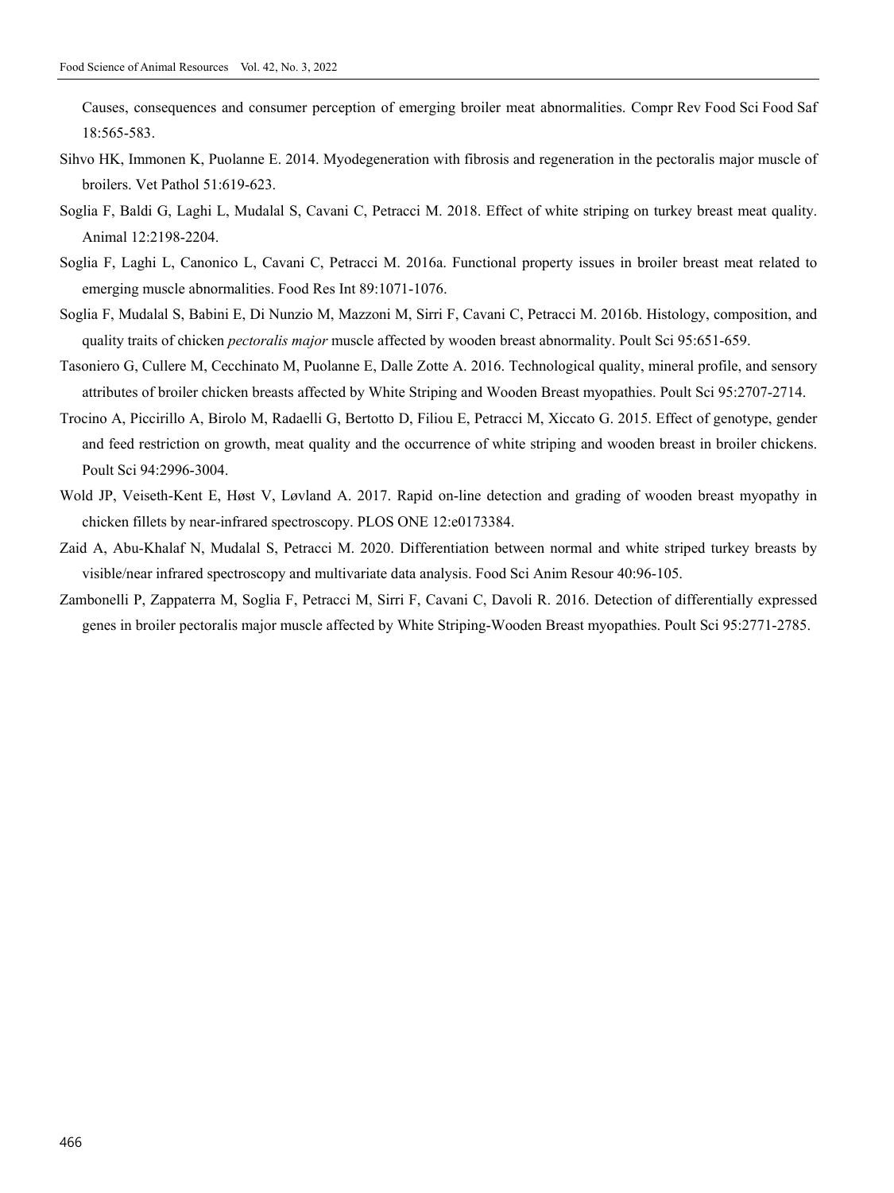Causes, consequences and consumer perception of emerging broiler meat abnormalities. Compr Rev Food Sci Food Saf 18:565-583.

Sihvo HK, Immonen K, Puolanne E. 2014. Myodegeneration with fibrosis and regeneration in the pectoralis major muscle of broilers. Vet Pathol 51:619-623.

Soglia F, Baldi G, Laghi L, Mudalal S, Cavani C, Petracci M. 2018. Effect of white striping on turkey breast meat quality. Animal 12:2198-2204.

Soglia F, Laghi L, Canonico L, Cavani C, Petracci M. 2016a. Functional property issues in broiler breast meat related to emerging muscle abnormalities. Food Res Int 89:1071-1076.

Soglia F, Mudalal S, Babini E, Di Nunzio M, Mazzoni M, Sirri F, Cavani C, Petracci M. 2016b. Histology, composition, and quality traits of chicken *pectoralis major* muscle affected by wooden breast abnormality. Poult Sci 95:651-659.

Tasoniero G, Cullere M, Cecchinato M, Puolanne E, Dalle Zotte A. 2016. Technological quality, mineral profile, and sensory attributes of broiler chicken breasts affected by White Striping and Wooden Breast myopathies. Poult Sci 95:2707-2714.

Trocino A, Piccirillo A, Birolo M, Radaelli G, Bertotto D, Filiou E, Petracci M, Xiccato G. 2015. Effect of genotype, gender and feed restriction on growth, meat quality and the occurrence of white striping and wooden breast in broiler chickens. Poult Sci 94:2996-3004.

Wold JP, Veiseth-Kent E, Høst V, Løvland A. 2017. Rapid on-line detection and grading of wooden breast myopathy in chicken fillets by near-infrared spectroscopy. PLOS ONE 12:e0173384.

Zaid A, Abu-Khalaf N, Mudalal S, Petracci M. 2020. Differentiation between normal and white striped turkey breasts by visible/near infrared spectroscopy and multivariate data analysis. Food Sci Anim Resour 40:96-105.

Zambonelli P, Zappaterra M, Soglia F, Petracci M, Sirri F, Cavani C, Davoli R. 2016. Detection of differentially expressed genes in broiler pectoralis major muscle affected by White Striping-Wooden Breast myopathies. Poult Sci 95:2771-2785.